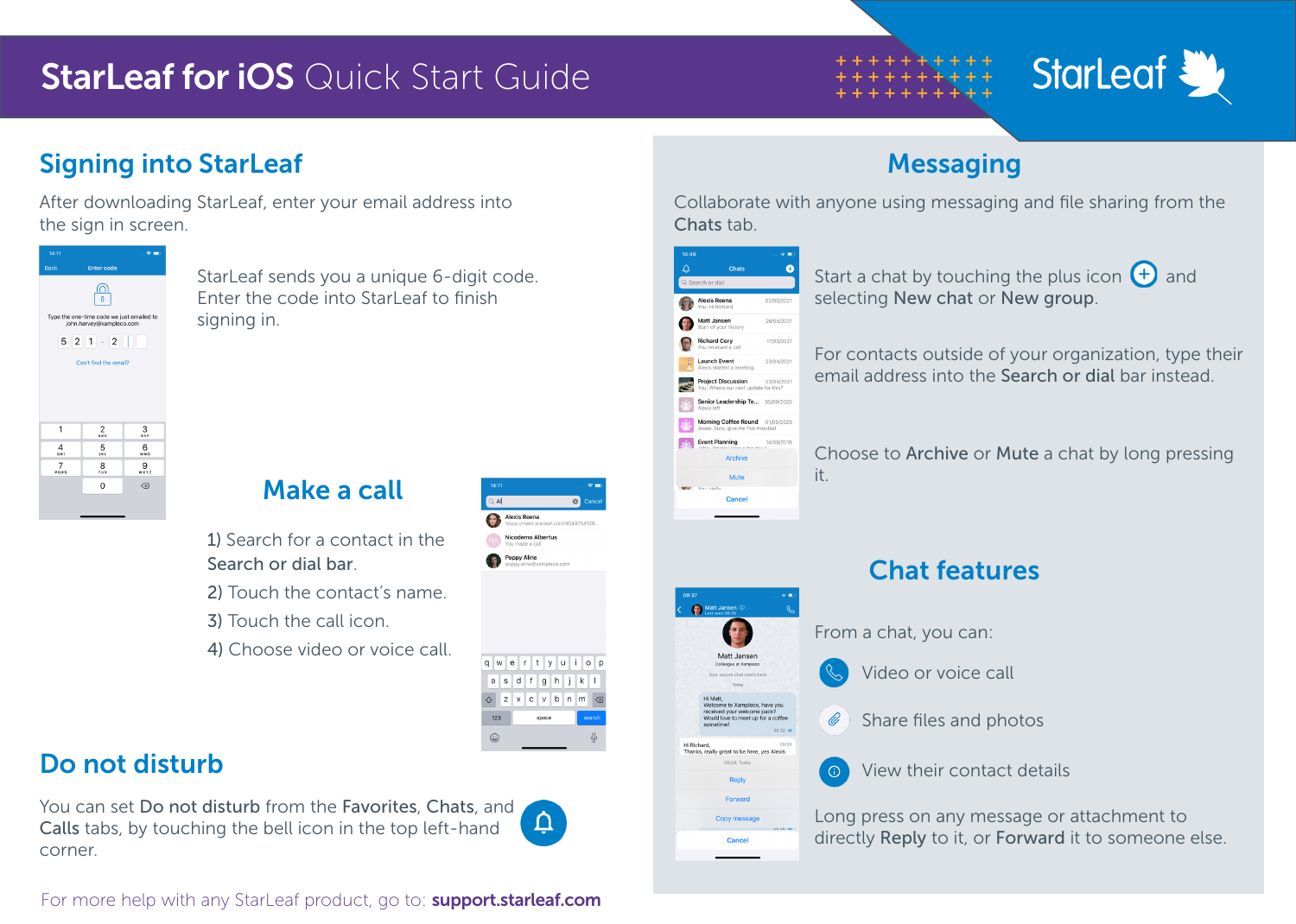# StarLeaf for iOS Quick Start Guide

## Signing into StarLeaf

After downloading StarLeaf, enter your email address into the sign in screen.

StarLeaf sends you a unique 6-digit code. Enter the code into StarLeaf to finish signing in.

## Make a call

1) Search for a contact in the **Search or dial** bar.

2) Touch the contact's name.

3) Touch the call icon.

4) Choose video or voice call.

## Do not disturb

You can set **Do not disturb** from the **Favorites**, **Chats**, and **Calls** tabs, by touching the bell icon in the top left-hand corner.

For more help with any StarLeaf product, go to: **support.starleaf.com**

## Messaging

Collaborate with anyone using messaging and file sharing from the **Chats** tab.

Start a chat by touching the plus icon and selecting **New chat** or **New group**.

For contacts outside of your organization, type their email address into the **Search or dial** bar instead.

Choose to **Archive** or **Mute** a chat by long pressing it.

## Chat features

From a chat, you can:

- Video or voice call
- Share files and photos
- View their contact details

Long press on any message or attachment to directly **Reply** to it, or **Forward** it to someone else.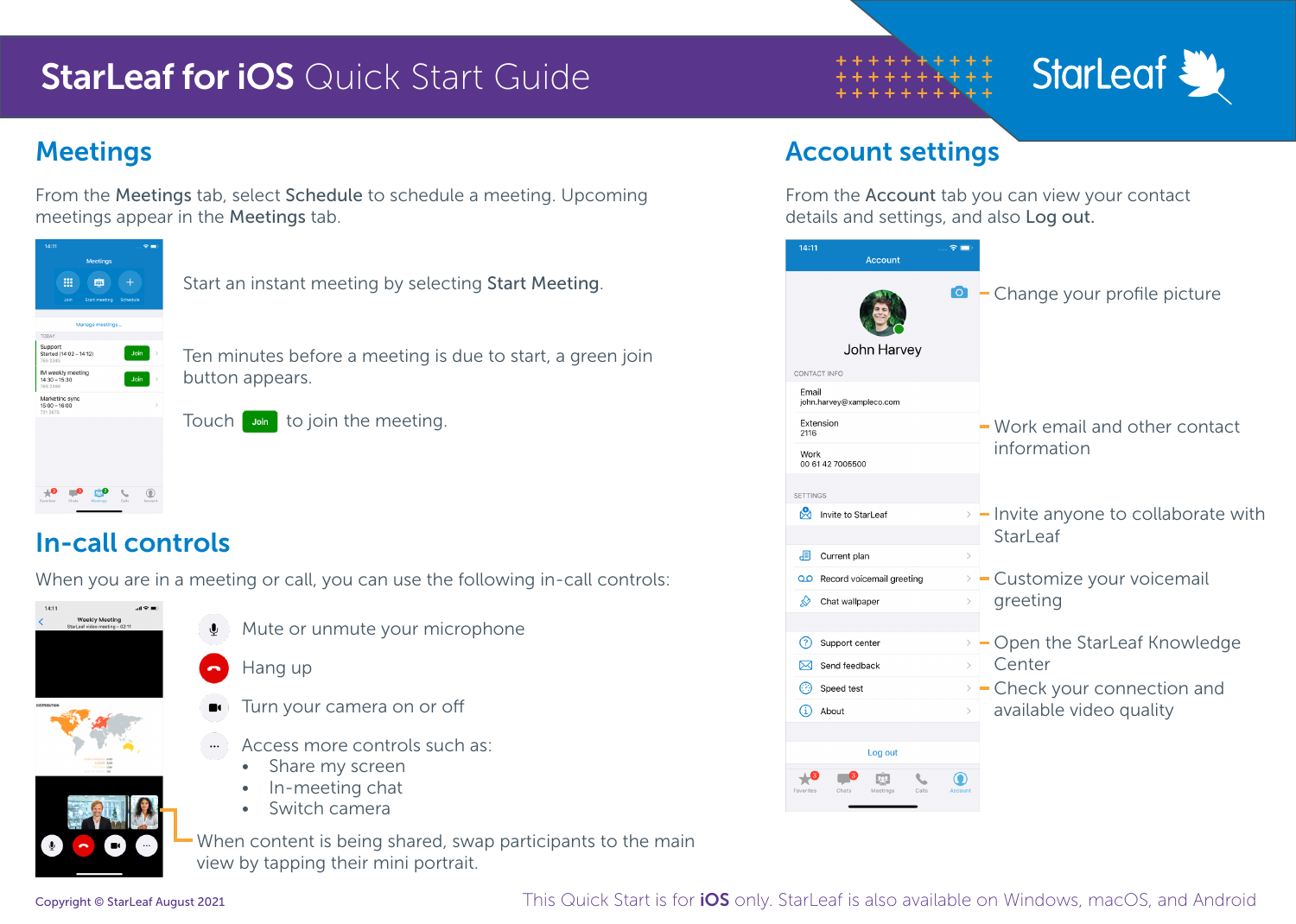# StarLeaf for iOS Quick Start Guide

## Meetings

From the **Meetings** tab, select **Schedule** to schedule a meeting. Upcoming meetings appear in the **Meetings** tab.

Start an instant meeting by selecting **Start Meeting**.

Ten minutes before a meeting is due to start, a green join button appears.

Touch Join to join the meeting.

## In-call controls

When you are in a meeting or call, you can use the following in-call controls:

- Mute or unmute your microphone
- Hang up
- Turn your camera on or off
- Access more controls such as:
  - Share my screen
  - In-meeting chat
  - Switch camera

When content is being shared, swap participants to the main view by tapping their mini portrait.

## Account settings

From the **Account** tab you can view your contact details and settings, and also **Log out**.

- Change your profile picture
- Work email and other contact information
- Invite anyone to collaborate with StarLeaf
- Customize your voicemail greeting
- Open the StarLeaf Knowledge Center
- Check your connection and available video quality

Copyright © StarLeaf August 2021

This Quick Start is for **iOS** only. StarLeaf is also available on Windows, macOS, and Android